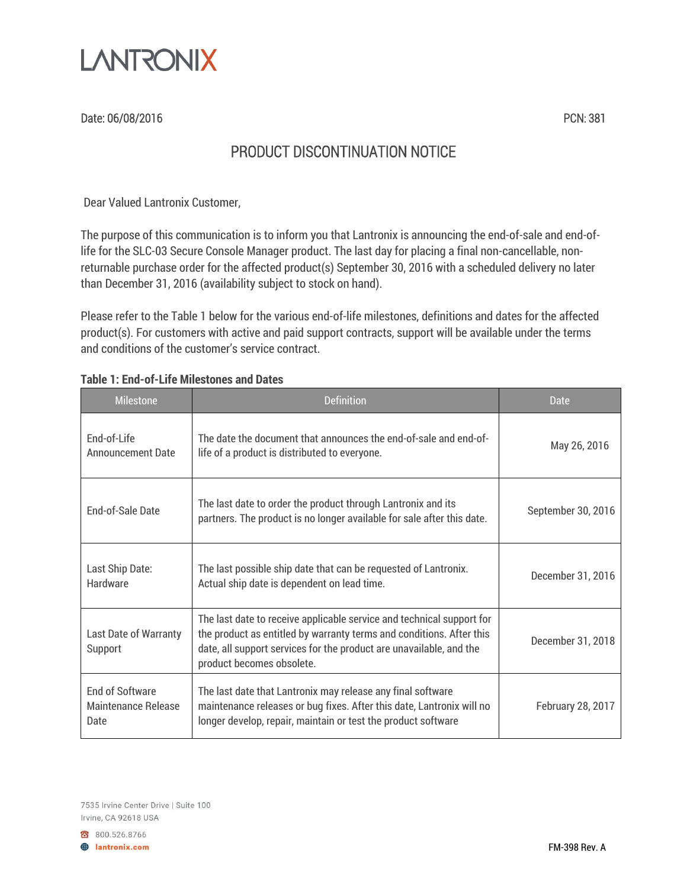LANTRONIX

Date: 06/08/2016

PCN: 381

# PRODUCT DISCONTINUATION NOTICE

Dear Valued Lantronix Customer,

The purpose of this communication is to inform you that Lantronix is announcing the end-of-sale and end-of-life for the SLC-03 Secure Console Manager product. The last day for placing a final non-cancellable, non-returnable purchase order for the affected product(s) September 30, 2016 with a scheduled delivery no later than December 31, 2016 (availability subject to stock on hand).

Please refer to the Table 1 below for the various end-of-life milestones, definitions and dates for the affected product(s). For customers with active and paid support contracts, support will be available under the terms and conditions of the customer's service contract.

**Table 1: End-of-Life Milestones and Dates**

| Milestone | Definition | Date |
|---|---|---|
| End-of-Life Announcement Date | The date the document that announces the end-of-sale and end-of-life of a product is distributed to everyone. | May 26, 2016 |
| End-of-Sale Date | The last date to order the product through Lantronix and its partners. The product is no longer available for sale after this date. | September 30, 2016 |
| Last Ship Date: Hardware | The last possible ship date that can be requested of Lantronix. Actual ship date is dependent on lead time. | December 31, 2016 |
| Last Date of Warranty Support | The last date to receive applicable service and technical support for the product as entitled by warranty terms and conditions. After this date, all support services for the product are unavailable, and the product becomes obsolete. | December 31, 2018 |
| End of Software Maintenance Release Date | The last date that Lantronix may release any final software maintenance releases or bug fixes. After this date, Lantronix will no longer develop, repair, maintain or test the product software | February 28, 2017 |

7535 Irvine Center Drive | Suite 100
Irvine, CA 92618 USA

800.526.8766

lantronix.com

FM-398 Rev. A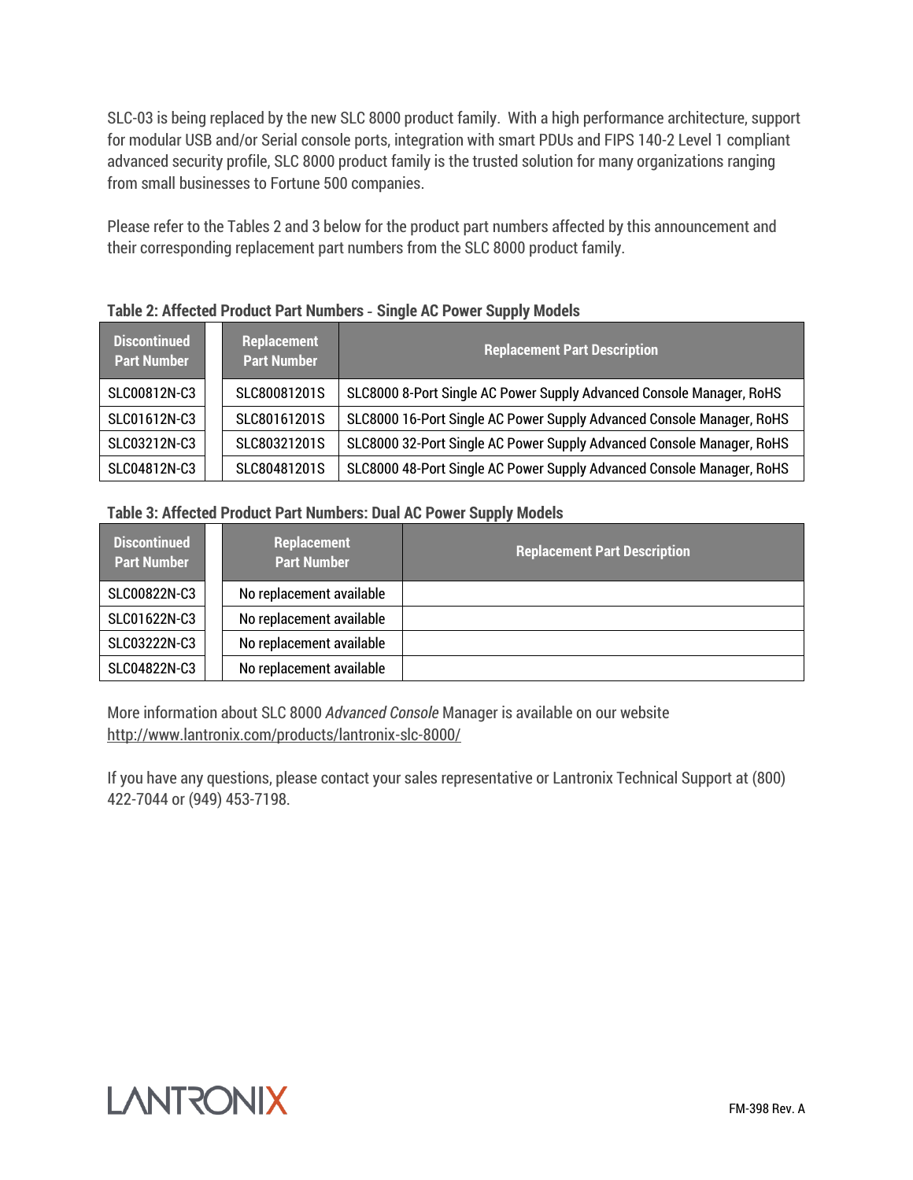SLC-03 is being replaced by the new SLC 8000 product family. With a high performance architecture, support for modular USB and/or Serial console ports, integration with smart PDUs and FIPS 140-2 Level 1 compliant advanced security profile, SLC 8000 product family is the trusted solution for many organizations ranging from small businesses to Fortune 500 companies.

Please refer to the Tables 2 and 3 below for the product part numbers affected by this announcement and their corresponding replacement part numbers from the SLC 8000 product family.

**Table 2: Affected Product Part Numbers - Single AC Power Supply Models**

| Discontinued Part Number | | Replacement Part Number | Replacement Part Description |
|---|---|---|---|
| SLC00812N-C3 | | SLC80081201S | SLC8000 8-Port Single AC Power Supply Advanced Console Manager, RoHS |
| SLC01612N-C3 | | SLC80161201S | SLC8000 16-Port Single AC Power Supply Advanced Console Manager, RoHS |
| SLC03212N-C3 | | SLC80321201S | SLC8000 32-Port Single AC Power Supply Advanced Console Manager, RoHS |
| SLC04812N-C3 | | SLC80481201S | SLC8000 48-Port Single AC Power Supply Advanced Console Manager, RoHS |

**Table 3: Affected Product Part Numbers: Dual AC Power Supply Models**

| Discontinued Part Number | | Replacement Part Number | Replacement Part Description |
|---|---|---|---|
| SLC00822N-C3 | | No replacement available | |
| SLC01622N-C3 | | No replacement available | |
| SLC03222N-C3 | | No replacement available | |
| SLC04822N-C3 | | No replacement available | |

More information about SLC 8000 *Advanced Console* Manager is available on our website http://www.lantronix.com/products/lantronix-slc-8000/

If you have any questions, please contact your sales representative or Lantronix Technical Support at (800) 422-7044 or (949) 453-7198.

LANTRONIX

FM-398 Rev. A